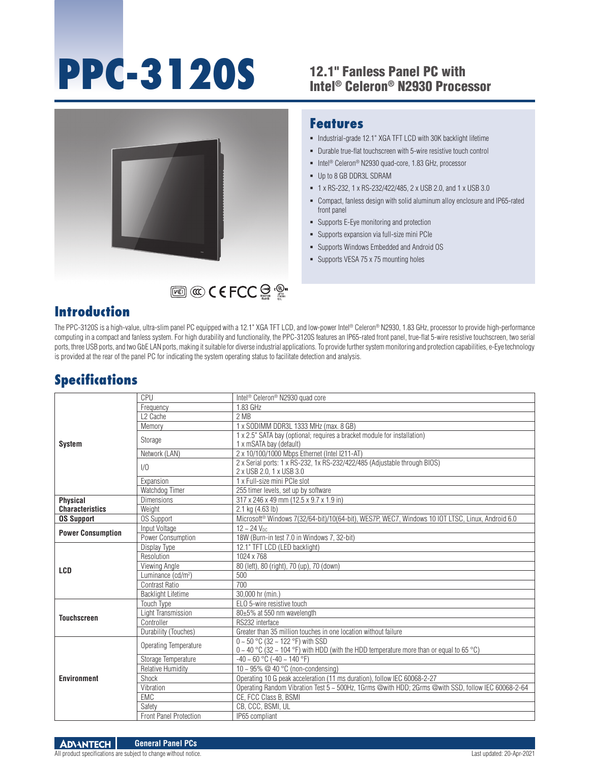# PPC-3120S

## 12.1" Fanless Panel PC with Intel® Celeron® N2930 Processor

## Features

- Industrial-grade 12.1" XGA TFT LCD with 30K backlight lifetime
- Durable true-flat touchscreen with 5-wire resistive touch control
- Intel® Celeron® N2930 quad-core, 1.83 GHz, processor
- Up to 8 GB DDR3L SDRAM
- 1 x RS-232, 1 x RS-232/422/485, 2 x USB 2.0, and 1 x USB 3.0
- Compact, fanless design with solid aluminum alloy enclosure and IP65-rated front panel
- Supports E-Eye monitoring and protection
- Supports expansion via full-size mini PCIe
- Supports Windows Embedded and Android OS
- Supports VESA 75 x 75 mounting holes

## Introduction

The PPC-3120S is a high-value, ultra-slim panel PC equipped with a 12.1" XGA TFT LCD, and low-power Intel® Celeron® N2930, 1.83 GHz, processor to provide high-performance computing in a compact and fanless system. For high durability and functionality, the PPC-3120S features an IP65-rated front panel, true-flat 5-wire resistive touchscreen, two serial ports, three USB ports, and two GbE LAN ports, making it suitable for diverse industrial applications. To provide further system monitoring and protection capabilities, e-Eye technology is provided at the rear of the panel PC for indicating the system operating status to facilitate detection and analysis.

## Specifications

| | | |
|---|---|---|
| **System** | CPU | Intel® Celeron® N2930 quad core |
| | Frequency | 1.83 GHz |
| | L2 Cache | 2 MB |
| | Memory | 1 x SODIMM DDR3L 1333 MHz (max. 8 GB) |
| | Storage | 1 x 2.5" SATA bay (optional; requires a bracket module for installation)<br>1 x mSATA bay (default) |
| | Network (LAN) | 2 x 10/100/1000 Mbps Ethernet (Intel I211-AT) |
| | I/O | 2 x Serial ports: 1 x RS-232, 1x RS-232/422/485 (Adjustable through BIOS)<br>2 x USB 2.0, 1 x USB 3.0 |
| | Expansion | 1 x Full-size mini PCIe slot |
| | Watchdog Timer | 255 timer levels, set up by software |
| **Physical Characteristics** | Dimensions | 317 x 246 x 49 mm (12.5 x 9.7 x 1.9 in) |
| | Weight | 2.1 kg (4.63 lb) |
| **OS Support** | OS Support | Microsoft® Windows 7(32/64-bit)/10(64-bit), WES7P, WEC7, Windows 10 IOT LTSC, Linux, Android 6.0 |
| **Power Consumption** | Input Voltage | 12 ~ 24 $V_{DC}$ |
| | Power Consumption | 18W (Burn-in test 7.0 in Windows 7, 32-bit) |
| **LCD** | Display Type | 12.1" TFT LCD (LED backlight) |
| | Resolution | 1024 x 768 |
| | Viewing Angle | 80 (left), 80 (right), 70 (up), 70 (down) |
| | Luminance (cd/m²) | 500 |
| | Contrast Ratio | 700 |
| | Backlight Lifetime | 30,000 hr (min.) |
| **Touchscreen** | Touch Type | ELO 5-wire resistive touch |
| | Light Transmission | 80±5% at 550 nm wavelength |
| | Controller | RS232 interface |
| | Durability (Touches) | Greater than 35 million touches in one location without failure |
| **Environment** | Operating Temperature | 0 ~ 50 °C (32 ~ 122 °F) with SSD<br>0 ~ 40 °C (32 ~ 104 °F) with HDD (with the HDD temperature more than or equal to 65 °C) |
| | Storage Temperature | -40 ~ 60 °C (-40 ~ 140 °F) |
| | Relative Humidity | 10 ~ 95% @ 40 °C (non-condensing) |
| | Shock | Operating 10 G peak acceleration (11 ms duration), follow IEC 60068-2-27 |
| | Vibration | Operating Random Vibration Test 5 ~ 500Hz, 1Grms @with HDD; 2Grms @with SSD, follow IEC 60068-2-64 |
| | EMC | CE, FCC Class B, BSMI |
| | Safety | CB, CCC, BSMI, UL |
| | Front Panel Protection | IP65 compliant |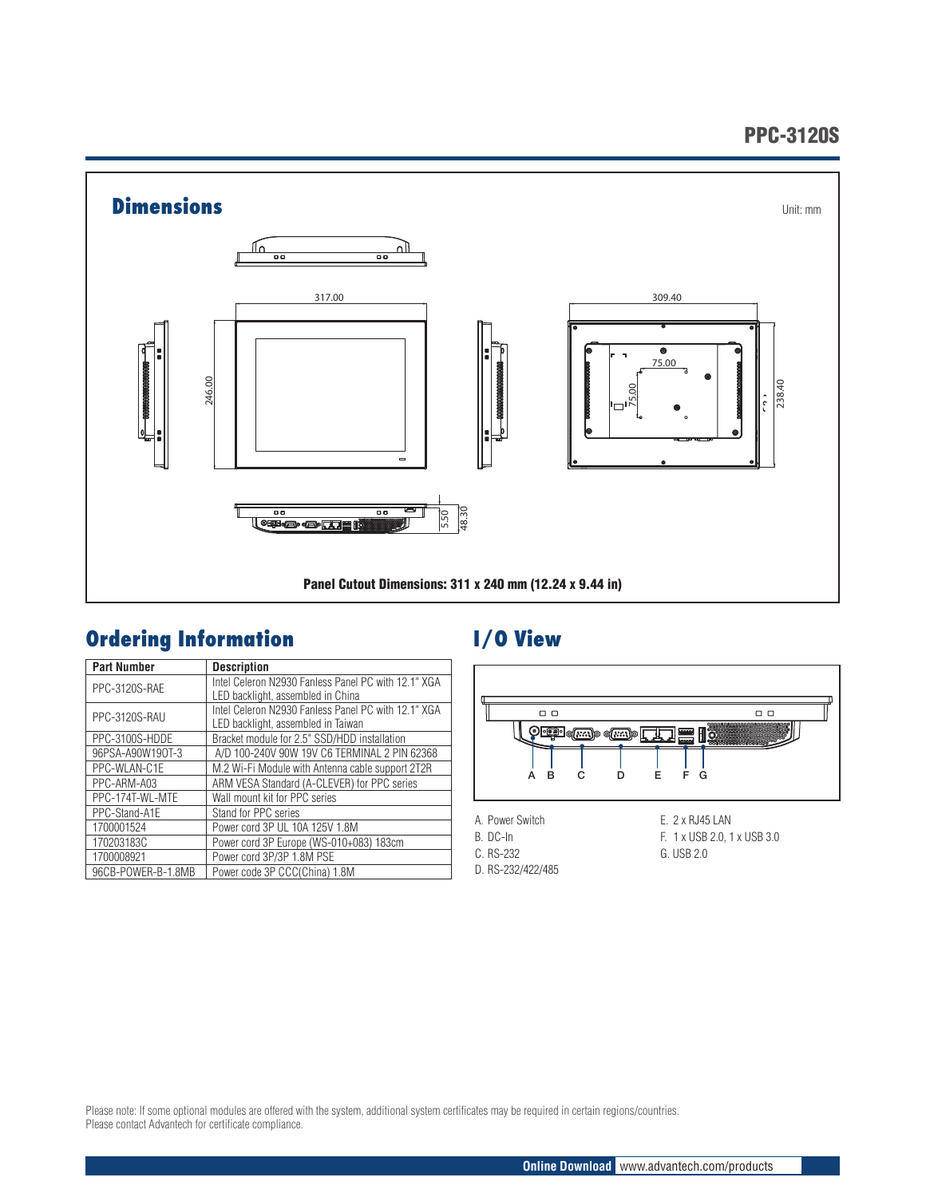PPC-3120S

## Dimensions

Unit: mm

317.00

309.40

246.00

75.00

75.00

238.40

5.50

48.30

**Panel Cutout Dimensions: 311 x 240 mm (12.24 x 9.44 in)**

## Ordering Information

| Part Number | Description |
|---|---|
| PPC-3120S-RAE | Intel Celeron N2930 Fanless Panel PC with 12.1" XGA LED backlight, assembled in China |
| PPC-3120S-RAU | Intel Celeron N2930 Fanless Panel PC with 12.1" XGA LED backlight, assembled in Taiwan |
| PPC-3100S-HDDE | Bracket module for 2.5" SSD/HDD installation |
| 96PSA-A90W19OT-3 | A/D 100-240V 90W 19V C6 TERMINAL 2 PIN 62368 |
| PPC-WLAN-C1E | M.2 Wi-Fi Module with Antenna cable support 2T2R |
| PPC-ARM-A03 | ARM VESA Standard (A-CLEVER) for PPC series |
| PPC-174T-WL-MTE | Wall mount kit for PPC series |
| PPC-Stand-A1E | Stand for PPC series |
| 1700001524 | Power cord 3P UL 10A 125V 1.8M |
| 170203183C | Power cord 3P Europe (WS-010+083) 183cm |
| 1700008921 | Power cord 3P/3P 1.8M PSE |
| 96CB-POWER-B-1.8MB | Power code 3P CCC(China) 1.8M |

## I/O View

A B C D E F G

A. Power Switch
B. DC-In
C. RS-232
D. RS-232/422/485
E. 2 x RJ45 LAN
F. 1 x USB 2.0, 1 x USB 3.0
G. USB 2.0

Please note: If some optional modules are offered with the system, additional system certificates may be required in certain regions/countries.
Please contact Advantech for certificate compliance.

**Online Download** www.advantech.com/products